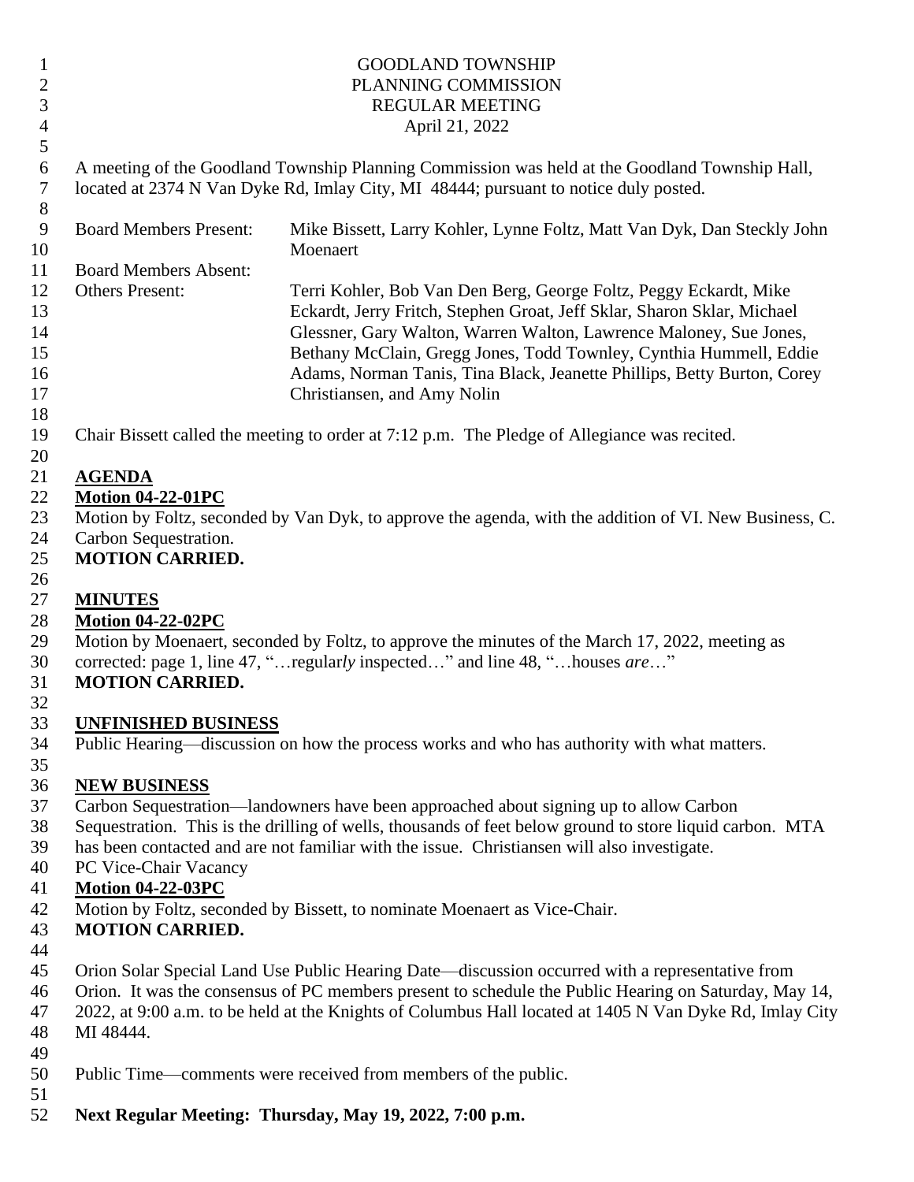GOODLAND TOWNSHIP
PLANNING COMMISSION
REGULAR MEETING
April 21, 2022

A meeting of the Goodland Township Planning Commission was held at the Goodland Township Hall, located at 2374 N Van Dyke Rd, Imlay City, MI 48444; pursuant to notice duly posted.

| | |
|---|---|
| Board Members Present: | Mike Bissett, Larry Kohler, Lynne Foltz, Matt Van Dyk, Dan Steckly John Moenaert |
| Board Members Absent: | |
| Others Present: | Terri Kohler, Bob Van Den Berg, George Foltz, Peggy Eckardt, Mike Eckardt, Jerry Fritch, Stephen Groat, Jeff Sklar, Sharon Sklar, Michael Glessner, Gary Walton, Warren Walton, Lawrence Maloney, Sue Jones, Bethany McClain, Gregg Jones, Todd Townley, Cynthia Hummell, Eddie Adams, Norman Tanis, Tina Black, Jeanette Phillips, Betty Burton, Corey Christiansen, and Amy Nolin |

Chair Bissett called the meeting to order at 7:12 p.m. The Pledge of Allegiance was recited.

**AGENDA**

**Motion 04-22-01PC**

Motion by Foltz, seconded by Van Dyk, to approve the agenda, with the addition of VI. New Business, C. Carbon Sequestration.

**MOTION CARRIED.**

**MINUTES**

**Motion 04-22-02PC**

Motion by Moenaert, seconded by Foltz, to approve the minutes of the March 17, 2022, meeting as corrected: page 1, line 47, "…regular*ly* inspected…" and line 48, "…houses *are*…"

**MOTION CARRIED.**

**UNFINISHED BUSINESS**

Public Hearing—discussion on how the process works and who has authority with what matters.

**NEW BUSINESS**

Carbon Sequestration—landowners have been approached about signing up to allow Carbon Sequestration. This is the drilling of wells, thousands of feet below ground to store liquid carbon. MTA has been contacted and are not familiar with the issue. Christiansen will also investigate.

PC Vice-Chair Vacancy

**Motion 04-22-03PC**

Motion by Foltz, seconded by Bissett, to nominate Moenaert as Vice-Chair.

**MOTION CARRIED.**

Orion Solar Special Land Use Public Hearing Date—discussion occurred with a representative from Orion. It was the consensus of PC members present to schedule the Public Hearing on Saturday, May 14, 2022, at 9:00 a.m. to be held at the Knights of Columbus Hall located at 1405 N Van Dyke Rd, Imlay City MI 48444.

Public Time—comments were received from members of the public.

**Next Regular Meeting: Thursday, May 19, 2022, 7:00 p.m.**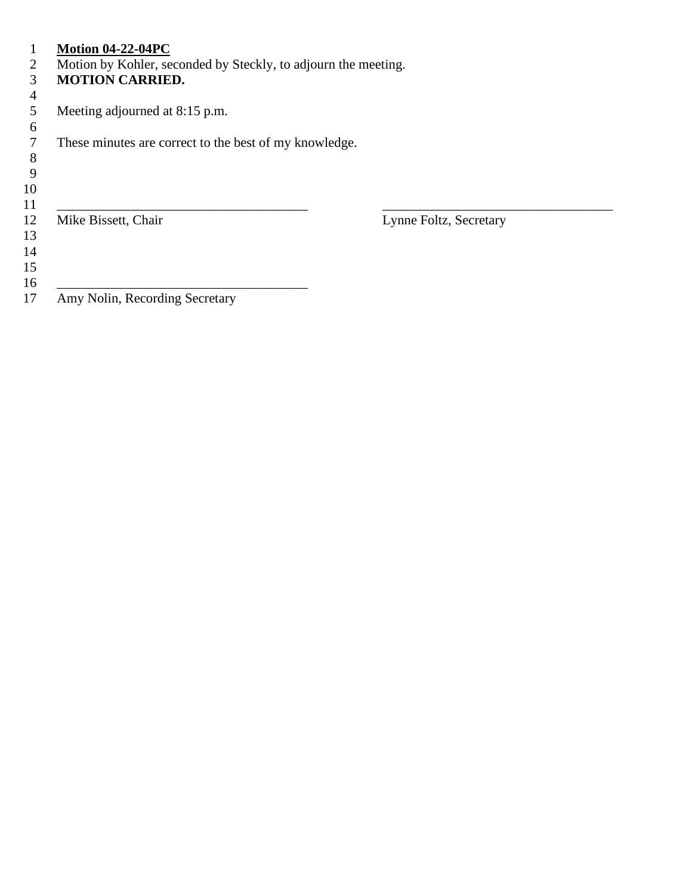**Motion 04-22-04PC**
Motion by Kohler, seconded by Steckly, to adjourn the meeting.
**MOTION CARRIED.**

Meeting adjourned at 8:15 p.m.

These minutes are correct to the best of my knowledge.

_____________________________________

Mike Bissett, Chair

_____________________________________

Lynne Foltz, Secretary

_____________________________________

Amy Nolin, Recording Secretary